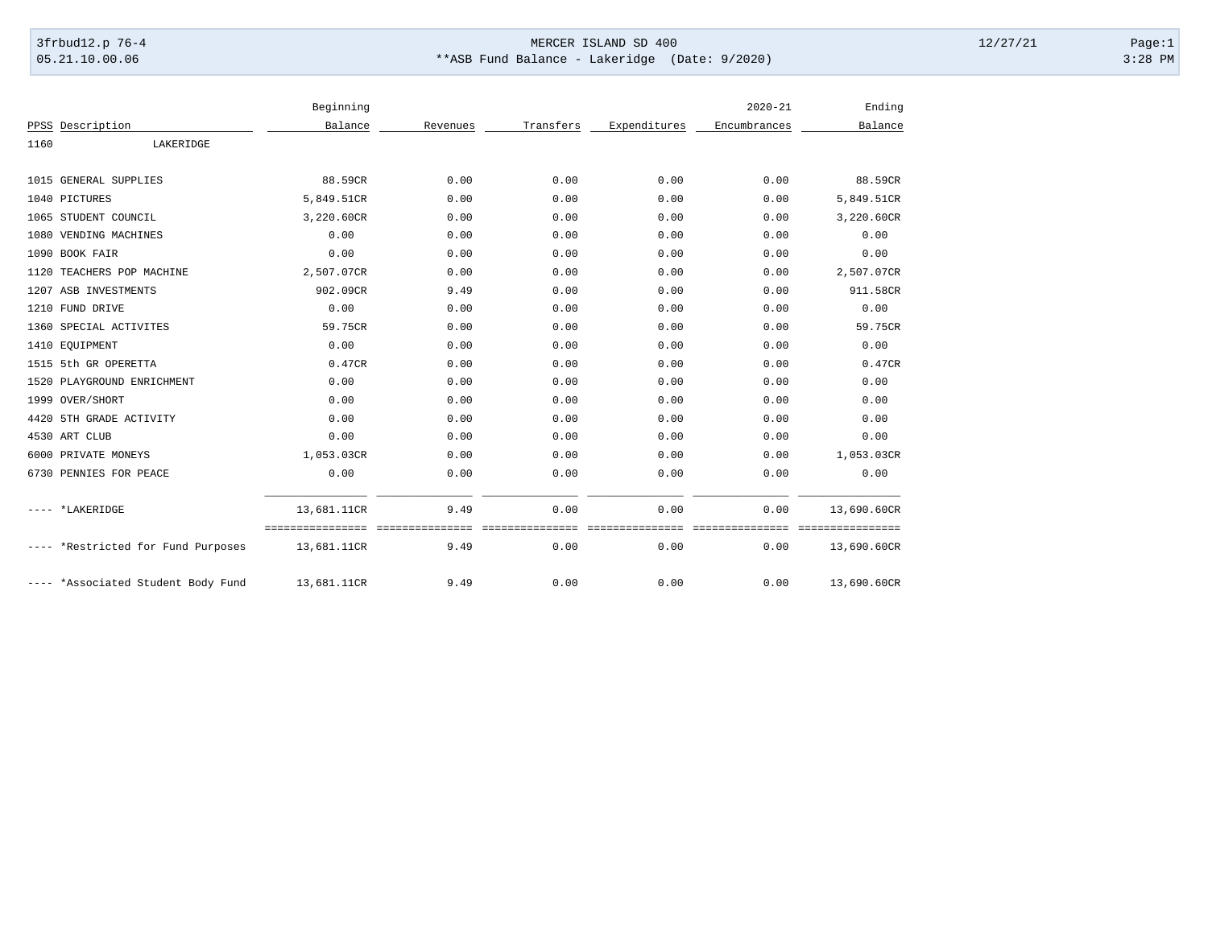MERCER ISLAND SD 400

**ASB Fund Balance - Lakeridge (Date: 9/2020)

| PPSS | Description | Beginning Balance | Revenues | Transfers | Expenditures | 2020-21 Encumbrances | Ending Balance |
|---|---|---|---|---|---|---|---|
| 1160 | LAKERIDGE | | | | | | |
| 1015 | GENERAL SUPPLIES | 88.59CR | 0.00 | 0.00 | 0.00 | 0.00 | 88.59CR |
| 1040 | PICTURES | 5,849.51CR | 0.00 | 0.00 | 0.00 | 0.00 | 5,849.51CR |
| 1065 | STUDENT COUNCIL | 3,220.60CR | 0.00 | 0.00 | 0.00 | 0.00 | 3,220.60CR |
| 1080 | VENDING MACHINES | 0.00 | 0.00 | 0.00 | 0.00 | 0.00 | 0.00 |
| 1090 | BOOK FAIR | 0.00 | 0.00 | 0.00 | 0.00 | 0.00 | 0.00 |
| 1120 | TEACHERS POP MACHINE | 2,507.07CR | 0.00 | 0.00 | 0.00 | 0.00 | 2,507.07CR |
| 1207 | ASB INVESTMENTS | 902.09CR | 9.49 | 0.00 | 0.00 | 0.00 | 911.58CR |
| 1210 | FUND DRIVE | 0.00 | 0.00 | 0.00 | 0.00 | 0.00 | 0.00 |
| 1360 | SPECIAL ACTIVITES | 59.75CR | 0.00 | 0.00 | 0.00 | 0.00 | 59.75CR |
| 1410 | EQUIPMENT | 0.00 | 0.00 | 0.00 | 0.00 | 0.00 | 0.00 |
| 1515 | 5th GR OPERETTA | 0.47CR | 0.00 | 0.00 | 0.00 | 0.00 | 0.47CR |
| 1520 | PLAYGROUND ENRICHMENT | 0.00 | 0.00 | 0.00 | 0.00 | 0.00 | 0.00 |
| 1999 | OVER/SHORT | 0.00 | 0.00 | 0.00 | 0.00 | 0.00 | 0.00 |
| 4420 | 5TH GRADE ACTIVITY | 0.00 | 0.00 | 0.00 | 0.00 | 0.00 | 0.00 |
| 4530 | ART CLUB | 0.00 | 0.00 | 0.00 | 0.00 | 0.00 | 0.00 |
| 6000 | PRIVATE MONEYS | 1,053.03CR | 0.00 | 0.00 | 0.00 | 0.00 | 1,053.03CR |
| 6730 | PENNIES FOR PEACE | 0.00 | 0.00 | 0.00 | 0.00 | 0.00 | 0.00 |
| ---- | *LAKERIDGE | 13,681.11CR | 9.49 | 0.00 | 0.00 | 0.00 | 13,690.60CR |
| ---- | *Restricted for Fund Purposes | 13,681.11CR | 9.49 | 0.00 | 0.00 | 0.00 | 13,690.60CR |
| ---- | *Associated Student Body Fund | 13,681.11CR | 9.49 | 0.00 | 0.00 | 0.00 | 13,690.60CR |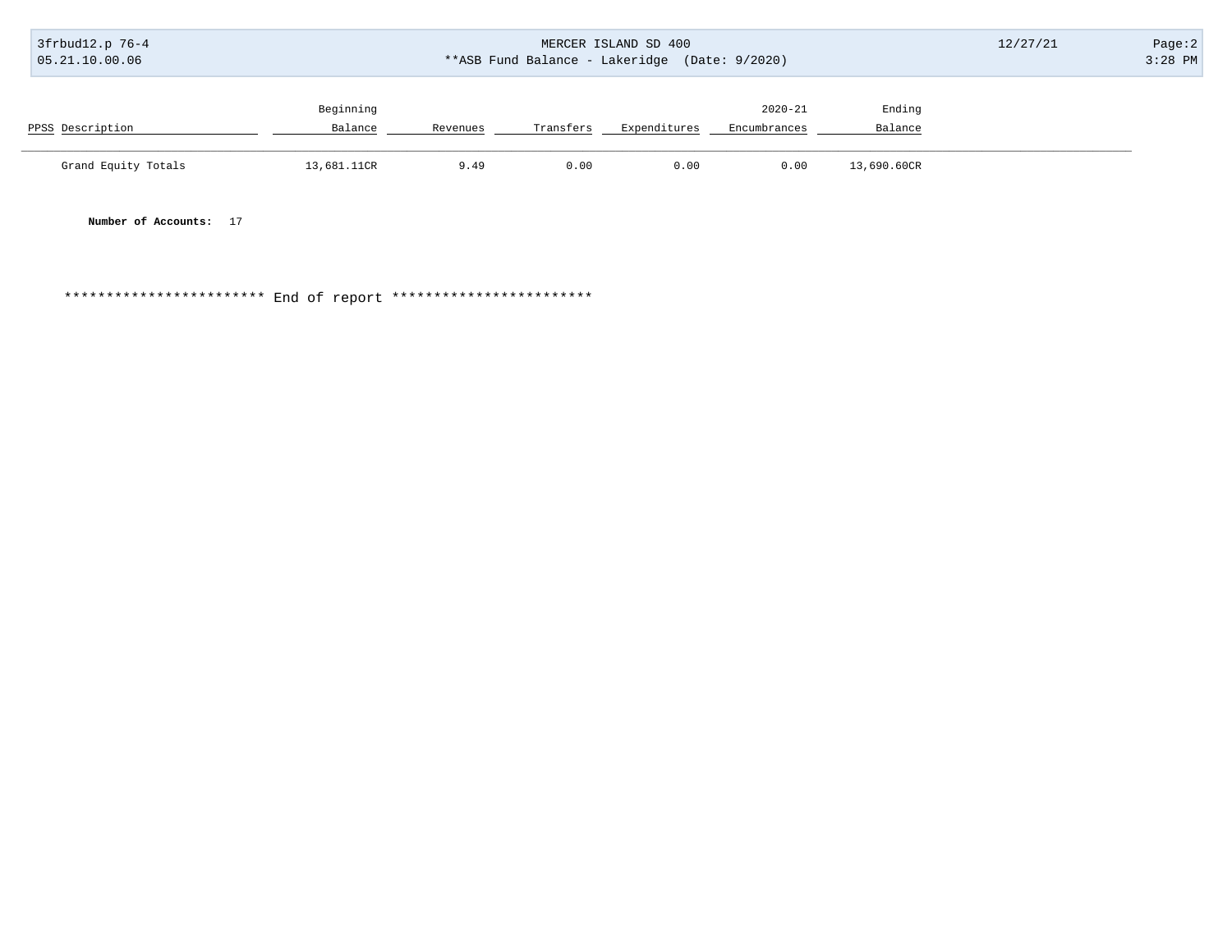| PPSS | Description | Beginning Balance | Revenues | Transfers | Expenditures | 2020-21 Encumbrances | Ending Balance |
|---|---|---|---|---|---|---|---|
| | Grand Equity Totals | 13,681.11CR | 9.49 | 0.00 | 0.00 | 0.00 | 13,690.60CR |

**Number of Accounts:** 17

************************ End of report ************************